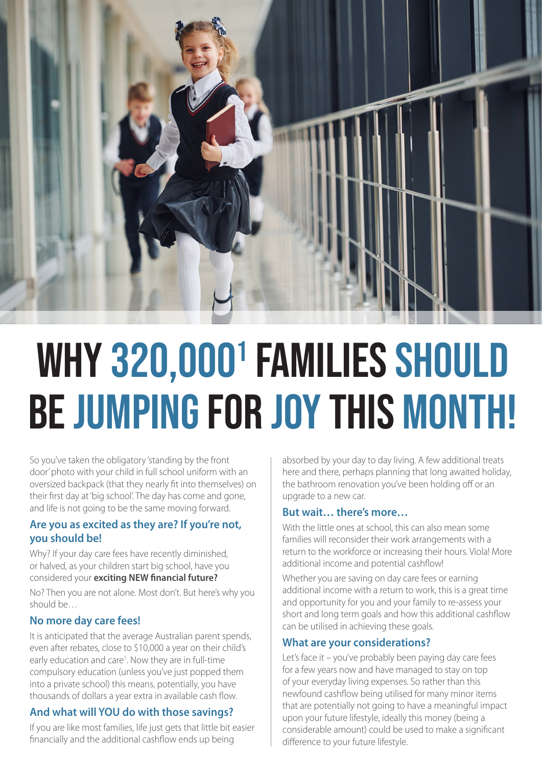# WHY 320,000[1] FAMILIES SHOULD BE JUMPING FOR JOY THIS MONTH!

So you've taken the obligatory 'standing by the front door' photo with your child in full school uniform with an oversized backpack (that they nearly fit into themselves) on their first day at 'big school'. The day has come and gone, and life is not going to be the same moving forward.

### Are you as excited as they are? If you're not, you should be!

Why? If your day care fees have recently diminished, or halved, as your children start big school, have you considered your **exciting NEW financial future?**

No? Then you are not alone. Most don't. But here's why you should be…

### No more day care fees!

It is anticipated that the average Australian parent spends, even after rebates, close to $10,000 a year on their child's early education and care[1]. Now they are in full-time compulsory education (unless you've just popped them into a private school) this means, potentially, you have thousands of dollars a year extra in available cash flow.

### And what will YOU do with those savings?

If you are like most families, life just gets that little bit easier financially and the additional cashflow ends up being absorbed by your day to day living. A few additional treats here and there, perhaps planning that long awaited holiday, the bathroom renovation you've been holding off or an upgrade to a new car.

### But wait… there's more…

With the little ones at school, this can also mean some families will reconsider their work arrangements with a return to the workforce or increasing their hours. Viola! More additional income and potential cashflow!

Whether you are saving on day care fees or earning additional income with a return to work, this is a great time and opportunity for you and your family to re-assess your short and long term goals and how this additional cashflow can be utilised in achieving these goals.

### What are your considerations?

Let's face it – you've probably been paying day care fees for a few years now and have managed to stay on top of your everyday living expenses. So rather than this newfound cashflow being utilised for many minor items that are potentially not going to have a meaningful impact upon your future lifestyle, ideally this money (being a considerable amount) could be used to make a significant difference to your future lifestyle.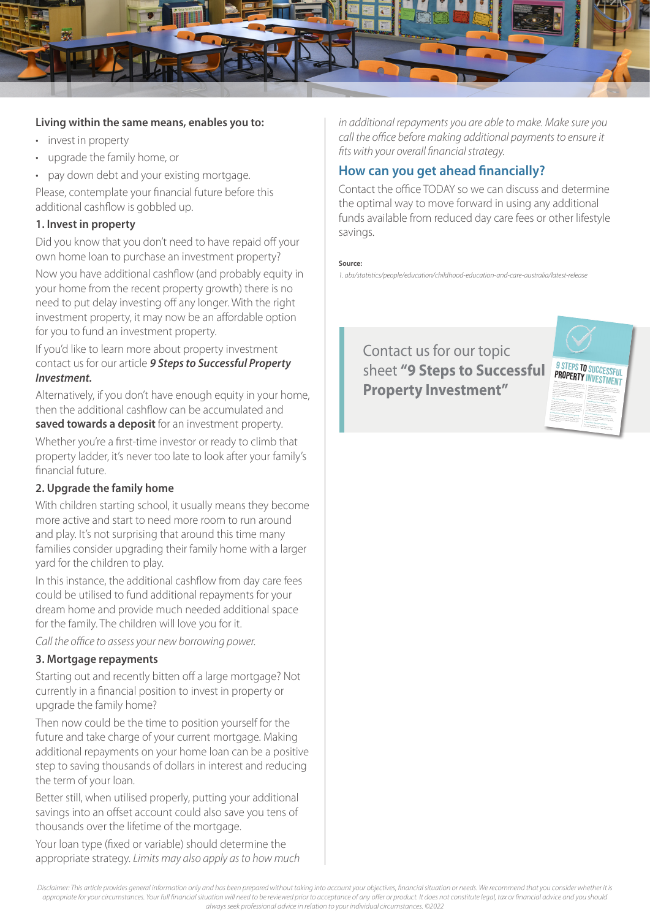**Living within the same means, enables you to:**

- invest in property
- upgrade the family home, or
- pay down debt and your existing mortgage.

Please, contemplate your financial future before this additional cashflow is gobbled up.

### 1. Invest in property

Did you know that you don't need to have repaid off your own home loan to purchase an investment property?

Now you have additional cashflow (and probably equity in your home from the recent property growth) there is no need to put delay investing off any longer. With the right investment property, it may now be an affordable option for you to fund an investment property.

If you'd like to learn more about property investment contact us for our article ***9 Steps to Successful Property Investment.***

Alternatively, if you don't have enough equity in your home, then the additional cashflow can be accumulated and **saved towards a deposit** for an investment property.

Whether you're a first-time investor or ready to climb that property ladder, it's never too late to look after your family's financial future.

### 2. Upgrade the family home

With children starting school, it usually means they become more active and start to need more room to run around and play. It's not surprising that around this time many families consider upgrading their family home with a larger yard for the children to play.

In this instance, the additional cashflow from day care fees could be utilised to fund additional repayments for your dream home and provide much needed additional space for the family. The children will love you for it.

*Call the office to assess your new borrowing power.*

### 3. Mortgage repayments

Starting out and recently bitten off a large mortgage? Not currently in a financial position to invest in property or upgrade the family home?

Then now could be the time to position yourself for the future and take charge of your current mortgage. Making additional repayments on your home loan can be a positive step to saving thousands of dollars in interest and reducing the term of your loan.

Better still, when utilised properly, putting your additional savings into an offset account could also save you tens of thousands over the lifetime of the mortgage.

Your loan type (fixed or variable) should determine the appropriate strategy. *Limits may also apply as to how much in additional repayments you are able to make. Make sure you call the office before making additional payments to ensure it fits with your overall financial strategy.*

## How can you get ahead financially?

Contact the office TODAY so we can discuss and determine the optimal way to move forward in using any additional funds available from reduced day care fees or other lifestyle savings.

**Source:**

*1. abs/statistics/people/education/childhood-education-and-care-australia/latest-release*

Contact us for our topic sheet **"9 Steps to Successful Property Investment"**

*Disclaimer: This article provides general information only and has been prepared without taking into account your objectives, financial situation or needs. We recommend that you consider whether it is appropriate for your circumstances. Your full financial situation will need to be reviewed prior to acceptance of any offer or product. It does not constitute legal, tax or financial advice and you should always seek professional advice in relation to your individual circumstances. ©2022*